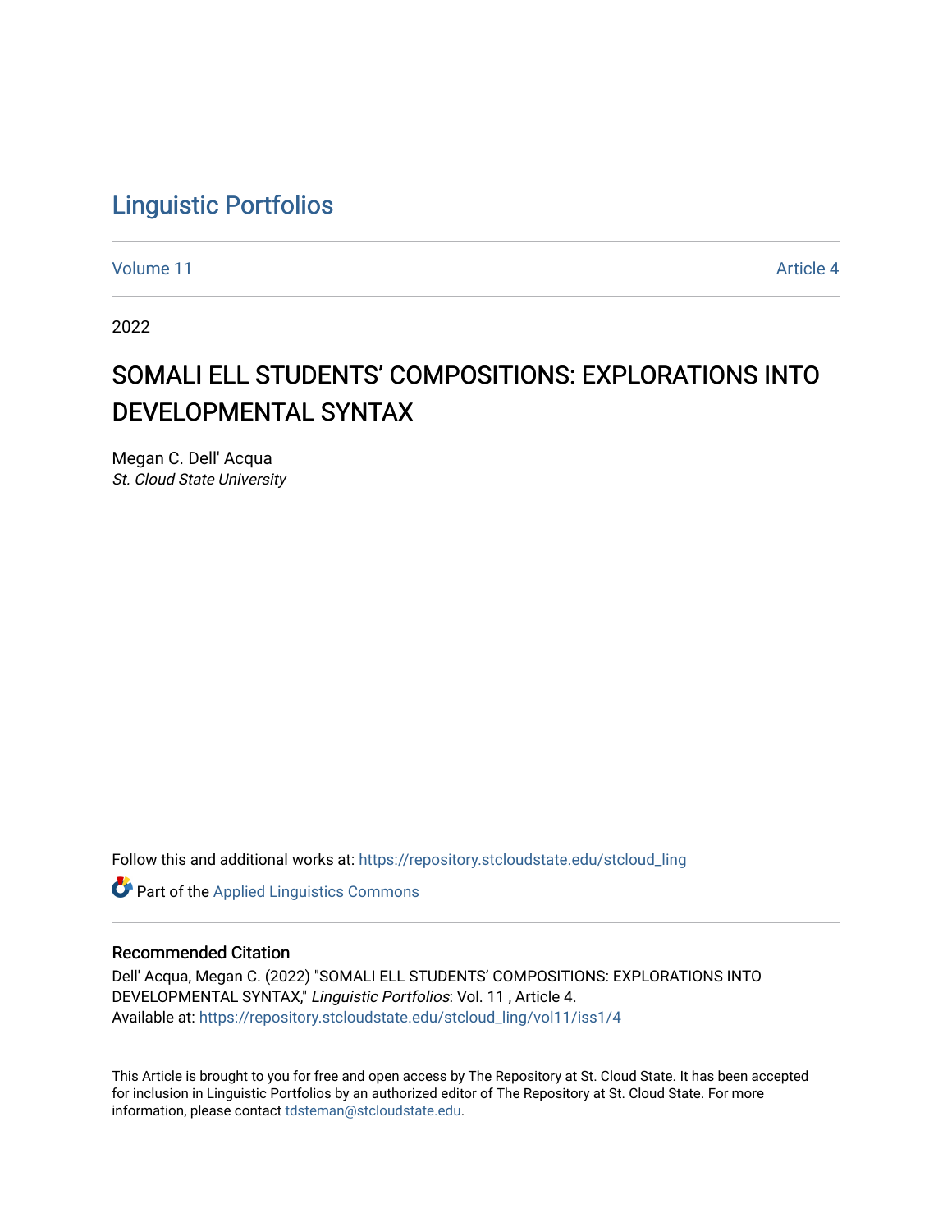# Linguistic Portfolios

Volume 11 | Article 4

2022

## SOMALI ELL STUDENTS' COMPOSITIONS: EXPLORATIONS INTO DEVELOPMENTAL SYNTAX

Megan C. Dell' Acqua
*St. Cloud State University*

Follow this and additional works at: https://repository.stcloudstate.edu/stcloud_ling

Part of the Applied Linguistics Commons

### Recommended Citation

Dell' Acqua, Megan C. (2022) "SOMALI ELL STUDENTS' COMPOSITIONS: EXPLORATIONS INTO DEVELOPMENTAL SYNTAX," *Linguistic Portfolios*: Vol. 11 , Article 4.
Available at: https://repository.stcloudstate.edu/stcloud_ling/vol11/iss1/4

This Article is brought to you for free and open access by The Repository at St. Cloud State. It has been accepted for inclusion in Linguistic Portfolios by an authorized editor of The Repository at St. Cloud State. For more information, please contact tdsteman@stcloudstate.edu.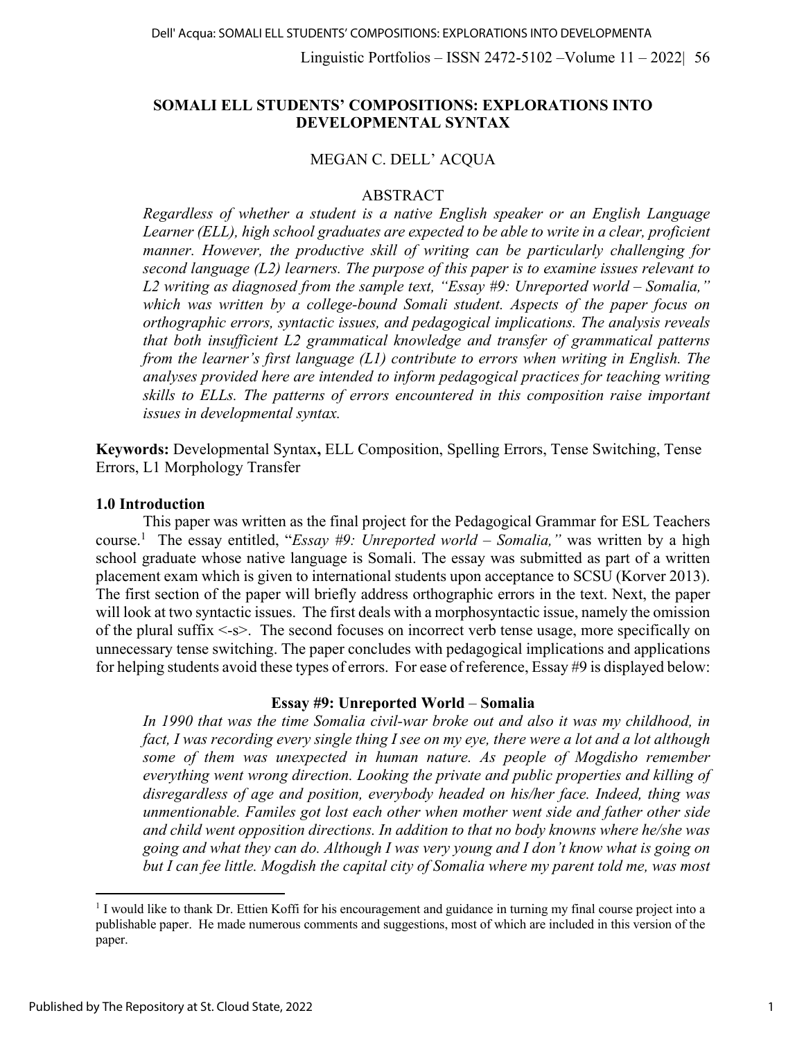# SOMALI ELL STUDENTS' COMPOSITIONS: EXPLORATIONS INTO DEVELOPMENTAL SYNTAX

MEGAN C. DELL' ACQUA

## ABSTRACT

*Regardless of whether a student is a native English speaker or an English Language Learner (ELL), high school graduates are expected to be able to write in a clear, proficient manner. However, the productive skill of writing can be particularly challenging for second language (L2) learners. The purpose of this paper is to examine issues relevant to L2 writing as diagnosed from the sample text, "Essay #9: Unreported world – Somalia," which was written by a college-bound Somali student. Aspects of the paper focus on orthographic errors, syntactic issues, and pedagogical implications. The analysis reveals that both insufficient L2 grammatical knowledge and transfer of grammatical patterns from the learner's first language (L1) contribute to errors when writing in English. The analyses provided here are intended to inform pedagogical practices for teaching writing skills to ELLs. The patterns of errors encountered in this composition raise important issues in developmental syntax.*

**Keywords:** Developmental Syntax**,** ELL Composition, Spelling Errors, Tense Switching, Tense Errors, L1 Morphology Transfer

### 1.0 Introduction

This paper was written as the final project for the Pedagogical Grammar for ESL Teachers course.[1] The essay entitled, "*Essay #9: Unreported world – Somalia,"* was written by a high school graduate whose native language is Somali. The essay was submitted as part of a written placement exam which is given to international students upon acceptance to SCSU (Korver 2013). The first section of the paper will briefly address orthographic errors in the text. Next, the paper will look at two syntactic issues. The first deals with a morphosyntactic issue, namely the omission of the plural suffix <-s>. The second focuses on incorrect verb tense usage, more specifically on unnecessary tense switching. The paper concludes with pedagogical implications and applications for helping students avoid these types of errors. For ease of reference, Essay #9 is displayed below:

**Essay #9: Unreported World – Somalia**

*In 1990 that was the time Somalia civil-war broke out and also it was my childhood, in fact, I was recording every single thing I see on my eye, there were a lot and a lot although some of them was unexpected in human nature. As people of Mogdisho remember everything went wrong direction. Looking the private and public properties and killing of disregardless of age and position, everybody headed on his/her face. Indeed, thing was unmentionable. Familes got lost each other when mother went side and father other side and child went opposition directions. In addition to that no body knowns where he/she was going and what they can do. Although I was very young and I don't know what is going on but I can fee little. Mogdish the capital city of Somalia where my parent told me, was most*

[1] I would like to thank Dr. Ettien Koffi for his encouragement and guidance in turning my final course project into a publishable paper. He made numerous comments and suggestions, most of which are included in this version of the paper.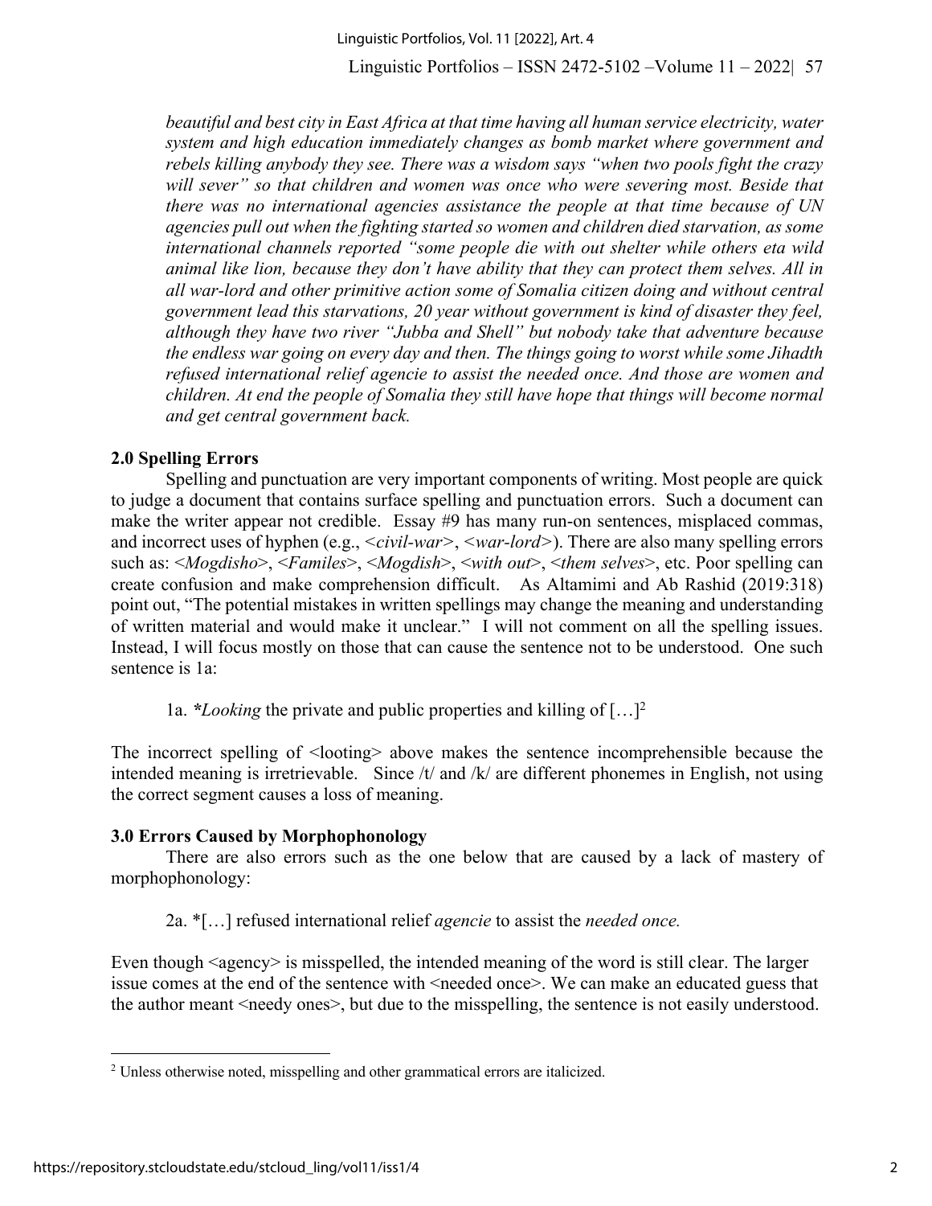*beautiful and best city in East Africa at that time having all human service electricity, water system and high education immediately changes as bomb market where government and rebels killing anybody they see. There was a wisdom says "when two pools fight the crazy will sever" so that children and women was once who were severing most. Beside that there was no international agencies assistance the people at that time because of UN agencies pull out when the fighting started so women and children died starvation, as some international channels reported "some people die with out shelter while others eta wild animal like lion, because they don't have ability that they can protect them selves. All in all war-lord and other primitive action some of Somalia citizen doing and without central government lead this starvations, 20 year without government is kind of disaster they feel, although they have two river "Jubba and Shell" but nobody take that adventure because the endless war going on every day and then. The things going to worst while some Jihadth refused international relief agencie to assist the needed once. And those are women and children. At end the people of Somalia they still have hope that things will become normal and get central government back.*

## 2.0 Spelling Errors

Spelling and punctuation are very important components of writing. Most people are quick to judge a document that contains surface spelling and punctuation errors. Such a document can make the writer appear not credible. Essay #9 has many run-on sentences, misplaced commas, and incorrect uses of hyphen (e.g., <*civil-war*>, <*war-lord*>). There are also many spelling errors such as: <*Mogdisho*>, <*Familes*>, <*Mogdish*>, <*with out*>, <*them selves*>, etc. Poor spelling can create confusion and make comprehension difficult. As Altamimi and Ab Rashid (2019:318) point out, "The potential mistakes in written spellings may change the meaning and understanding of written material and would make it unclear." I will not comment on all the spelling issues. Instead, I will focus mostly on those that can cause the sentence not to be understood. One such sentence is 1a:

1a. **Looking* the private and public properties and killing of [...][2]

The incorrect spelling of <looting> above makes the sentence incomprehensible because the intended meaning is irretrievable. Since /t/ and /k/ are different phonemes in English, not using the correct segment causes a loss of meaning.

## 3.0 Errors Caused by Morphophonology

There are also errors such as the one below that are caused by a lack of mastery of morphophonology:

2a. *[...] refused international relief *agencie* to assist the *needed once.*

Even though <agency> is misspelled, the intended meaning of the word is still clear. The larger issue comes at the end of the sentence with <needed once>. We can make an educated guess that the author meant <needy ones>, but due to the misspelling, the sentence is not easily understood.

[2] Unless otherwise noted, misspelling and other grammatical errors are italicized.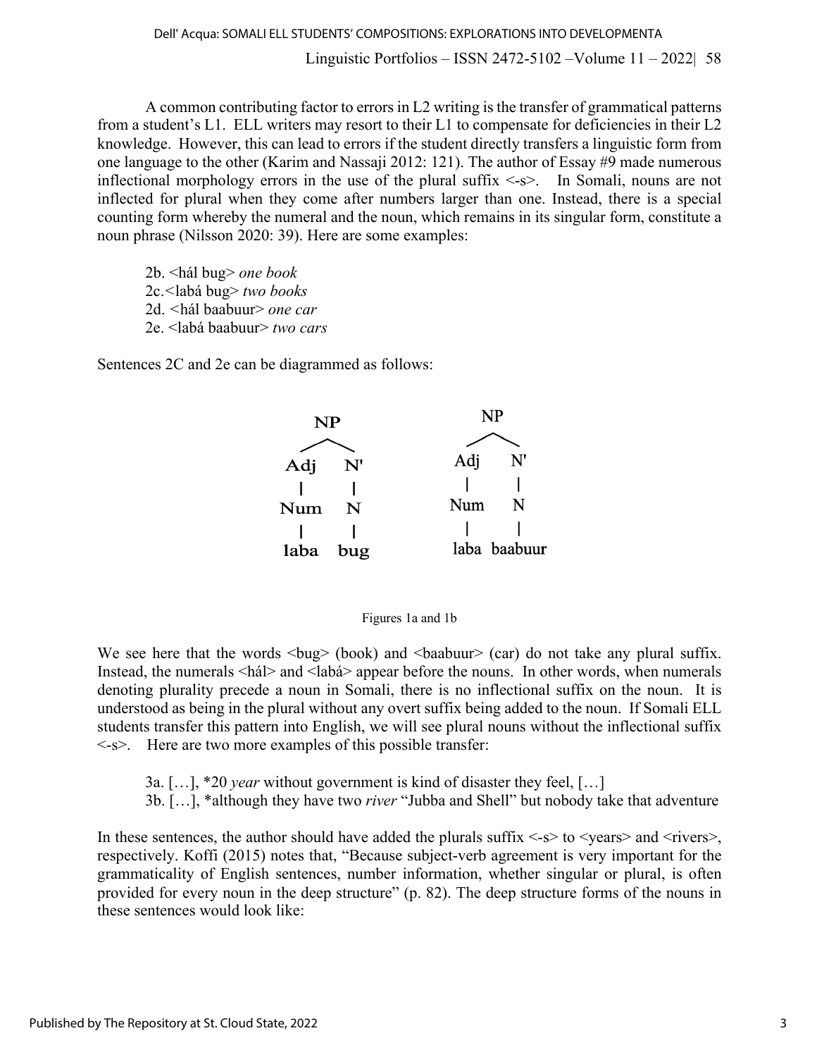A common contributing factor to errors in L2 writing is the transfer of grammatical patterns from a student's L1. ELL writers may resort to their L1 to compensate for deficiencies in their L2 knowledge. However, this can lead to errors if the student directly transfers a linguistic form from one language to the other (Karim and Nassaji 2012: 121). The author of Essay #9 made numerous inflectional morphology errors in the use of the plural suffix <-s>. In Somali, nouns are not inflected for plural when they come after numbers larger than one. Instead, there is a special counting form whereby the numeral and the noun, which remains in its singular form, constitute a noun phrase (Nilsson 2020: 39). Here are some examples:

2b. <hál bug> *one book*
2c.<labá bug> *two books*
2d. <hál baabuur> *one car*
2e. <labá baabuur> *two cars*

Sentences 2C and 2e can be diagrammed as follows:

```
      NP                    NP
     /  \                  /  \
   Adj   N'              Adj   N'
    |    |                |    |
   Num   N               Num   N
    |    |                |    |
   laba  bug             laba  baabuur
```

Figures 1a and 1b

We see here that the words <bug> (book) and <baabuur> (car) do not take any plural suffix. Instead, the numerals <hál> and <labá> appear before the nouns. In other words, when numerals denoting plurality precede a noun in Somali, there is no inflectional suffix on the noun. It is understood as being in the plural without any overt suffix being added to the noun. If Somali ELL students transfer this pattern into English, we will see plural nouns without the inflectional suffix <-s>. Here are two more examples of this possible transfer:

3a. […], *20 *year* without government is kind of disaster they feel, […]
3b. […], *although they have two *river* "Jubba and Shell" but nobody take that adventure

In these sentences, the author should have added the plurals suffix <-s> to <years> and <rivers>, respectively. Koffi (2015) notes that, "Because subject-verb agreement is very important for the grammaticality of English sentences, number information, whether singular or plural, is often provided for every noun in the deep structure" (p. 82). The deep structure forms of the nouns in these sentences would look like: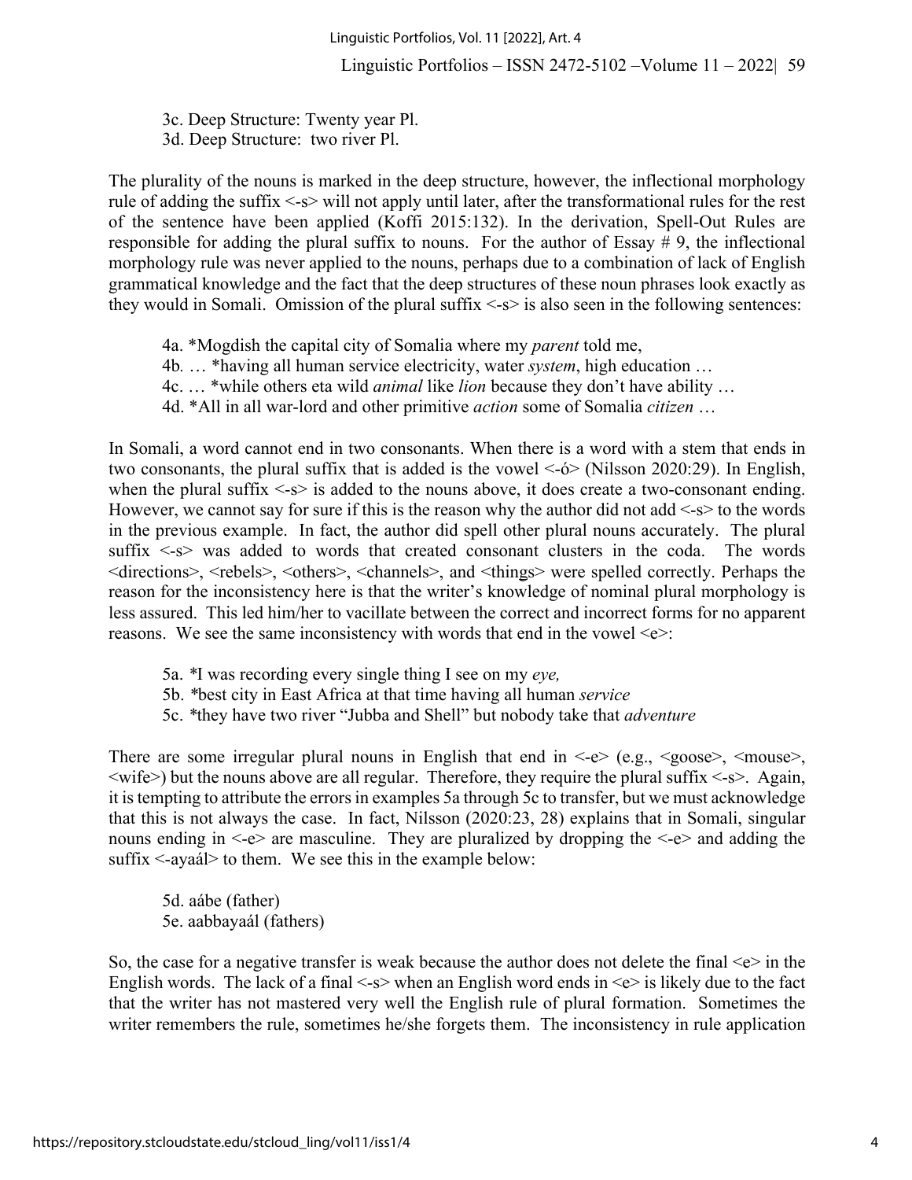3c. Deep Structure: Twenty year Pl.
3d. Deep Structure: two river Pl.

The plurality of the nouns is marked in the deep structure, however, the inflectional morphology rule of adding the suffix <-s> will not apply until later, after the transformational rules for the rest of the sentence have been applied (Koffi 2015:132). In the derivation, Spell-Out Rules are responsible for adding the plural suffix to nouns. For the author of Essay # 9, the inflectional morphology rule was never applied to the nouns, perhaps due to a combination of lack of English grammatical knowledge and the fact that the deep structures of these noun phrases look exactly as they would in Somali. Omission of the plural suffix <-s> is also seen in the following sentences:

4a. *Mogdish the capital city of Somalia where my *parent* told me,
4b. … *having all human service electricity, water *system*, high education …
4c. … *while others eta wild *animal* like *lion* because they don't have ability …
4d. *All in all war-lord and other primitive *action* some of Somalia *citizen* …

In Somali, a word cannot end in two consonants. When there is a word with a stem that ends in two consonants, the plural suffix that is added is the vowel <-ó> (Nilsson 2020:29). In English, when the plural suffix <-s> is added to the nouns above, it does create a two-consonant ending. However, we cannot say for sure if this is the reason why the author did not add <-s> to the words in the previous example. In fact, the author did spell other plural nouns accurately. The plural suffix <-s> was added to words that created consonant clusters in the coda. The words <directions>, <rebels>, <others>, <channels>, and <things> were spelled correctly. Perhaps the reason for the inconsistency here is that the writer's knowledge of nominal plural morphology is less assured. This led him/her to vacillate between the correct and incorrect forms for no apparent reasons. We see the same inconsistency with words that end in the vowel <e>:

5a. *I was recording every single thing I see on my *eye,*
5b. *best city in East Africa at that time having all human *service*
5c. *they have two river "Jubba and Shell" but nobody take that *adventure*

There are some irregular plural nouns in English that end in <-e> (e.g., <goose>, <mouse>, <wife>) but the nouns above are all regular. Therefore, they require the plural suffix <-s>. Again, it is tempting to attribute the errors in examples 5a through 5c to transfer, but we must acknowledge that this is not always the case. In fact, Nilsson (2020:23, 28) explains that in Somali, singular nouns ending in <-e> are masculine. They are pluralized by dropping the <-e> and adding the suffix <-ayaál> to them. We see this in the example below:

5d. aábe (father)
5e. aabbayaál (fathers)

So, the case for a negative transfer is weak because the author does not delete the final <e> in the English words. The lack of a final <-s> when an English word ends in <e> is likely due to the fact that the writer has not mastered very well the English rule of plural formation. Sometimes the writer remembers the rule, sometimes he/she forgets them. The inconsistency in rule application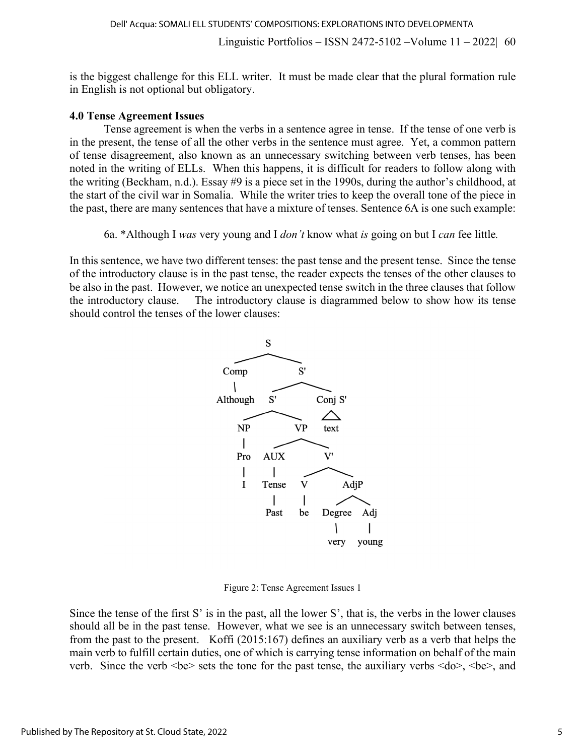is the biggest challenge for this ELL writer. It must be made clear that the plural formation rule in English is not optional but obligatory.

### 4.0 Tense Agreement Issues

Tense agreement is when the verbs in a sentence agree in tense. If the tense of one verb is in the present, the tense of all the other verbs in the sentence must agree. Yet, a common pattern of tense disagreement, also known as an unnecessary switching between verb tenses, has been noted in the writing of ELLs. When this happens, it is difficult for readers to follow along with the writing (Beckham, n.d.). Essay #9 is a piece set in the 1990s, during the author's childhood, at the start of the civil war in Somalia. While the writer tries to keep the overall tone of the piece in the past, there are many sentences that have a mixture of tenses. Sentence 6A is one such example:

6a. *Although I *was* very young and I *don't* know what *is* going on but I *can* fee little*.*

In this sentence, we have two different tenses: the past tense and the present tense. Since the tense of the introductory clause is in the past tense, the reader expects the tenses of the other clauses to be also in the past. However, we notice an unexpected tense switch in the three clauses that follow the introductory clause. The introductory clause is diagrammed below to show how its tense should control the tenses of the lower clauses:

```
S
├── Comp
│   └── Although
└── S'
    ├── S'
    │   ├── NP
    │   │   └── Pro
    │   │       └── I
    │   └── VP
    │       ├── AUX
    │       │   └── Tense
    │       │       └── Past
    │       └── V'
    │           ├── V
    │           │   └── be
    │           └── AdjP
    │               ├── Degree
    │               │   └── very
    │               └── Adj
    │                   └── young
    └── Conj S'
        └── text
```

Figure 2: Tense Agreement Issues 1

Since the tense of the first S' is in the past, all the lower S', that is, the verbs in the lower clauses should all be in the past tense. However, what we see is an unnecessary switch between tenses, from the past to the present. Koffi (2015:167) defines an auxiliary verb as a verb that helps the main verb to fulfill certain duties, one of which is carrying tense information on behalf of the main verb. Since the verb <be> sets the tone for the past tense, the auxiliary verbs <do>, <be>, and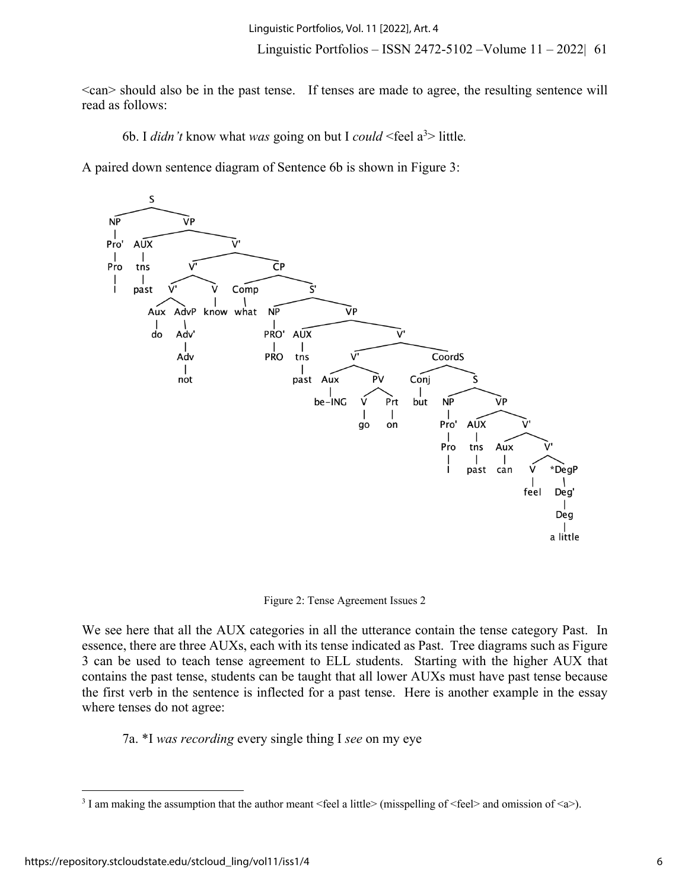<can> should also be in the past tense. If tenses are made to agree, the resulting sentence will read as follows:

6b. I *didn't* know what *was* going on but I *could* <feel a[3]> little*.*

A paired down sentence diagram of Sentence 6b is shown in Figure 3:

Figure 2: Tense Agreement Issues 2

We see here that all the AUX categories in all the utterance contain the tense category Past. In essence, there are three AUXs, each with its tense indicated as Past. Tree diagrams such as Figure 3 can be used to teach tense agreement to ELL students. Starting with the higher AUX that contains the past tense, students can be taught that all lower AUXs must have past tense because the first verb in the sentence is inflected for a past tense. Here is another example in the essay where tenses do not agree:

7a. *I *was recording* every single thing I *see* on my eye

---

[3] I am making the assumption that the author meant <feel a little> (misspelling of <feel> and omission of <a>).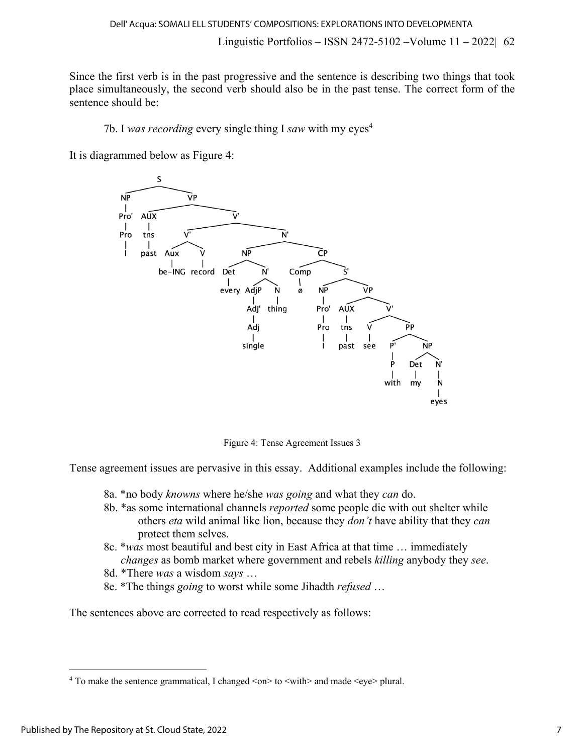Since the first verb is in the past progressive and the sentence is describing two things that took place simultaneously, the second verb should also be in the past tense. The correct form of the sentence should be:

7b. I *was recording* every single thing I *saw* with my eyes[4]

It is diagrammed below as Figure 4:

Figure 4: Tense Agreement Issues 3

Tense agreement issues are pervasive in this essay. Additional examples include the following:

8a. *no body *knowns* where he/she *was going* and what they *can* do.

8b. *as some international channels *reported* some people die with out shelter while others *eta* wild animal like lion, because they *don't* have ability that they *can* protect them selves.

8c. **was* most beautiful and best city in East Africa at that time … immediately *changes* as bomb market where government and rebels *killing* anybody they *see*.

8d. *There *was* a wisdom *says* …

8e. *The things *going* to worst while some Jihadth *refused* …

The sentences above are corrected to read respectively as follows:

---

[4] To make the sentence grammatical, I changed <on> to <with> and made <eye> plural.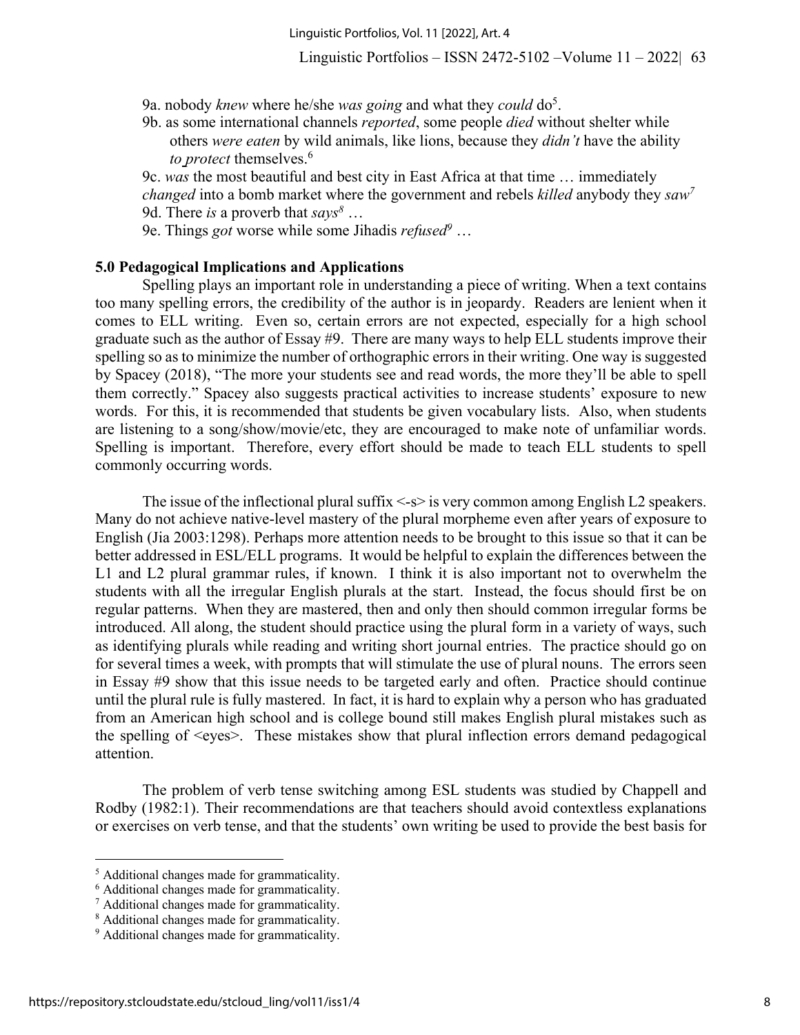9a. nobody *knew* where he/she *was going* and what they *could* do[5].

9b. as some international channels *reported*, some people *died* without shelter while others *were eaten* by wild animals, like lions, because they *didn't* have the ability *to protect* themselves.[6]

9c. *was* the most beautiful and best city in East Africa at that time … immediately *changed* into a bomb market where the government and rebels *killed* anybody they *saw*[7]

9d. There *is* a proverb that *says*[8] …

9e. Things *got* worse while some Jihadis *refused*[9] …

### 5.0 Pedagogical Implications and Applications

Spelling plays an important role in understanding a piece of writing. When a text contains too many spelling errors, the credibility of the author is in jeopardy. Readers are lenient when it comes to ELL writing. Even so, certain errors are not expected, especially for a high school graduate such as the author of Essay #9. There are many ways to help ELL students improve their spelling so as to minimize the number of orthographic errors in their writing. One way is suggested by Spacey (2018), "The more your students see and read words, the more they'll be able to spell them correctly." Spacey also suggests practical activities to increase students' exposure to new words. For this, it is recommended that students be given vocabulary lists. Also, when students are listening to a song/show/movie/etc, they are encouraged to make note of unfamiliar words. Spelling is important. Therefore, every effort should be made to teach ELL students to spell commonly occurring words.

The issue of the inflectional plural suffix <-s> is very common among English L2 speakers. Many do not achieve native-level mastery of the plural morpheme even after years of exposure to English (Jia 2003:1298). Perhaps more attention needs to be brought to this issue so that it can be better addressed in ESL/ELL programs. It would be helpful to explain the differences between the L1 and L2 plural grammar rules, if known. I think it is also important not to overwhelm the students with all the irregular English plurals at the start. Instead, the focus should first be on regular patterns. When they are mastered, then and only then should common irregular forms be introduced. All along, the student should practice using the plural form in a variety of ways, such as identifying plurals while reading and writing short journal entries. The practice should go on for several times a week, with prompts that will stimulate the use of plural nouns. The errors seen in Essay #9 show that this issue needs to be targeted early and often. Practice should continue until the plural rule is fully mastered. In fact, it is hard to explain why a person who has graduated from an American high school and is college bound still makes English plural mistakes such as the spelling of <eyes>. These mistakes show that plural inflection errors demand pedagogical attention.

The problem of verb tense switching among ESL students was studied by Chappell and Rodby (1982:1). Their recommendations are that teachers should avoid contextless explanations or exercises on verb tense, and that the students' own writing be used to provide the best basis for

---

[5] Additional changes made for grammaticality.

[6] Additional changes made for grammaticality.

[7] Additional changes made for grammaticality.

[8] Additional changes made for grammaticality.

[9] Additional changes made for grammaticality.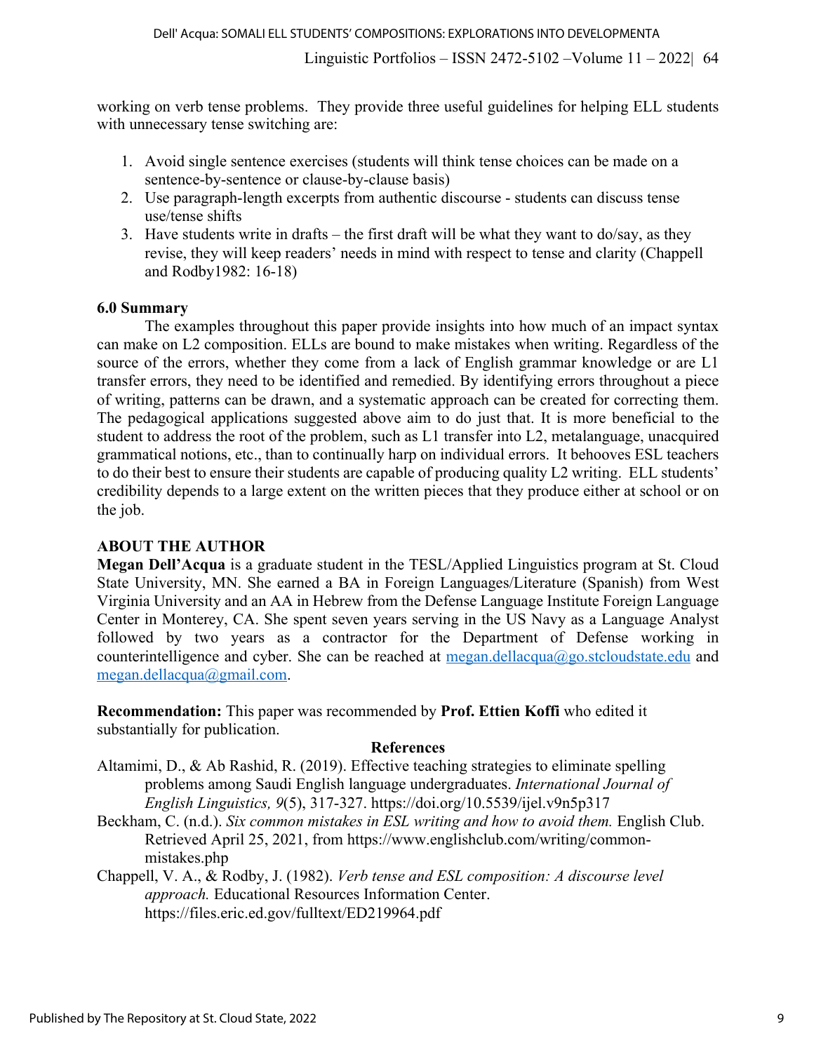working on verb tense problems. They provide three useful guidelines for helping ELL students with unnecessary tense switching are:

1. Avoid single sentence exercises (students will think tense choices can be made on a sentence-by-sentence or clause-by-clause basis)
2. Use paragraph-length excerpts from authentic discourse - students can discuss tense use/tense shifts
3. Have students write in drafts – the first draft will be what they want to do/say, as they revise, they will keep readers' needs in mind with respect to tense and clarity (Chappell and Rodby1982: 16-18)

### 6.0 Summary

The examples throughout this paper provide insights into how much of an impact syntax can make on L2 composition. ELLs are bound to make mistakes when writing. Regardless of the source of the errors, whether they come from a lack of English grammar knowledge or are L1 transfer errors, they need to be identified and remedied. By identifying errors throughout a piece of writing, patterns can be drawn, and a systematic approach can be created for correcting them. The pedagogical applications suggested above aim to do just that. It is more beneficial to the student to address the root of the problem, such as L1 transfer into L2, metalanguage, unacquired grammatical notions, etc., than to continually harp on individual errors. It behooves ESL teachers to do their best to ensure their students are capable of producing quality L2 writing. ELL students' credibility depends to a large extent on the written pieces that they produce either at school or on the job.

### ABOUT THE AUTHOR

**Megan Dell'Acqua** is a graduate student in the TESL/Applied Linguistics program at St. Cloud State University, MN. She earned a BA in Foreign Languages/Literature (Spanish) from West Virginia University and an AA in Hebrew from the Defense Language Institute Foreign Language Center in Monterey, CA. She spent seven years serving in the US Navy as a Language Analyst followed by two years as a contractor for the Department of Defense working in counterintelligence and cyber. She can be reached at megan.dellacqua@go.stcloudstate.edu and megan.dellacqua@gmail.com.

**Recommendation:** This paper was recommended by **Prof. Ettien Koffi** who edited it substantially for publication.

### References

Altamimi, D., & Ab Rashid, R. (2019). Effective teaching strategies to eliminate spelling problems among Saudi English language undergraduates. *International Journal of English Linguistics, 9*(5), 317-327. https://doi.org/10.5539/ijel.v9n5p317

Beckham, C. (n.d.). *Six common mistakes in ESL writing and how to avoid them.* English Club. Retrieved April 25, 2021, from https://www.englishclub.com/writing/common-mistakes.php

Chappell, V. A., & Rodby, J. (1982). *Verb tense and ESL composition: A discourse level approach.* Educational Resources Information Center. https://files.eric.ed.gov/fulltext/ED219964.pdf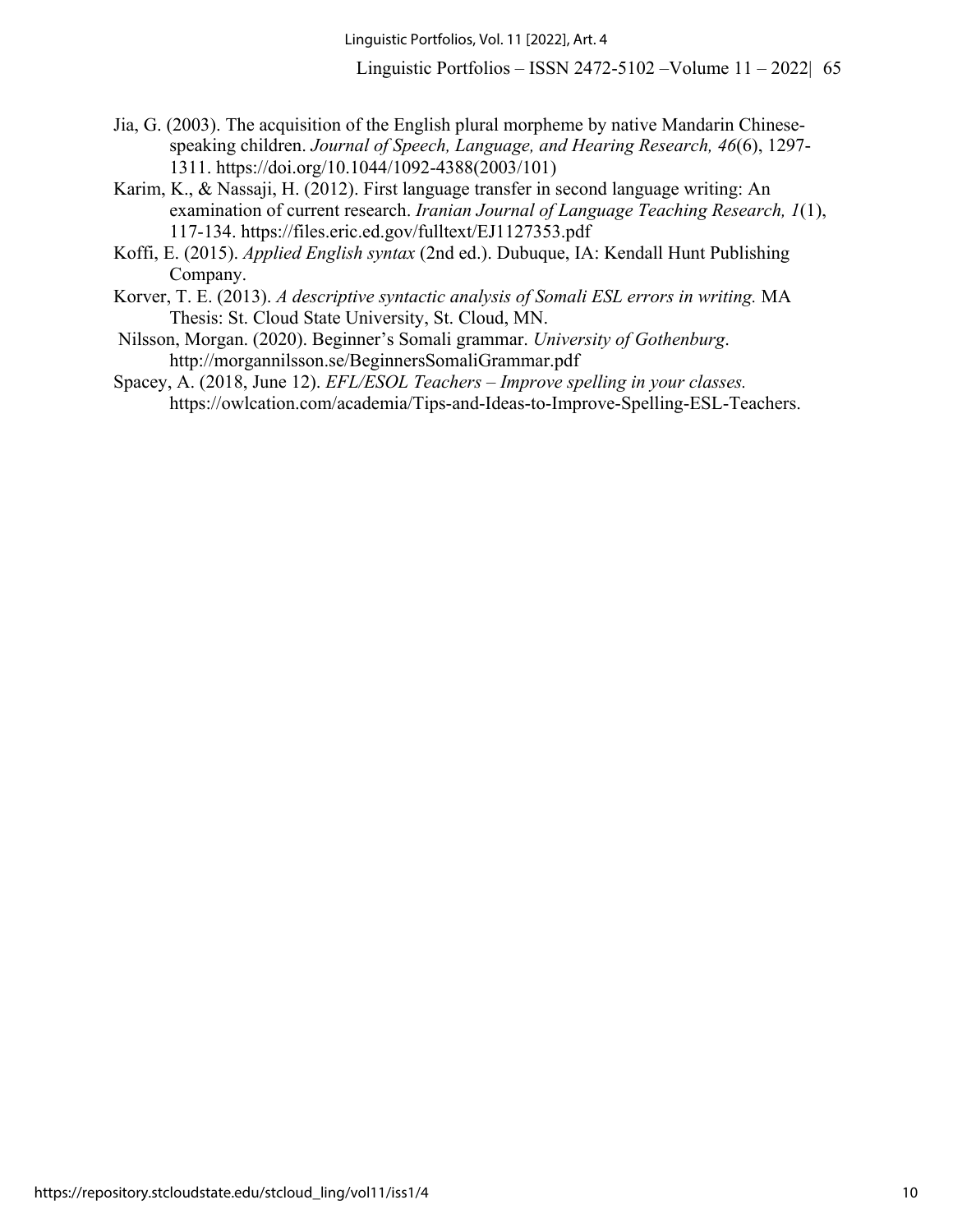Jia, G. (2003). The acquisition of the English plural morpheme by native Mandarin Chinese-speaking children. *Journal of Speech, Language, and Hearing Research, 46*(6), 1297-1311. https://doi.org/10.1044/1092-4388(2003/101)

Karim, K., & Nassaji, H. (2012). First language transfer in second language writing: An examination of current research. *Iranian Journal of Language Teaching Research, 1*(1), 117-134. https://files.eric.ed.gov/fulltext/EJ1127353.pdf

Koffi, E. (2015). *Applied English syntax* (2nd ed.). Dubuque, IA: Kendall Hunt Publishing Company.

Korver, T. E. (2013). *A descriptive syntactic analysis of Somali ESL errors in writing.* MA Thesis: St. Cloud State University, St. Cloud, MN.

Nilsson, Morgan. (2020). Beginner's Somali grammar. *University of Gothenburg*. http://morgannilsson.se/BeginnersSomaliGrammar.pdf

Spacey, A. (2018, June 12). *EFL/ESOL Teachers – Improve spelling in your classes.* https://owlcation.com/academia/Tips-and-Ideas-to-Improve-Spelling-ESL-Teachers.